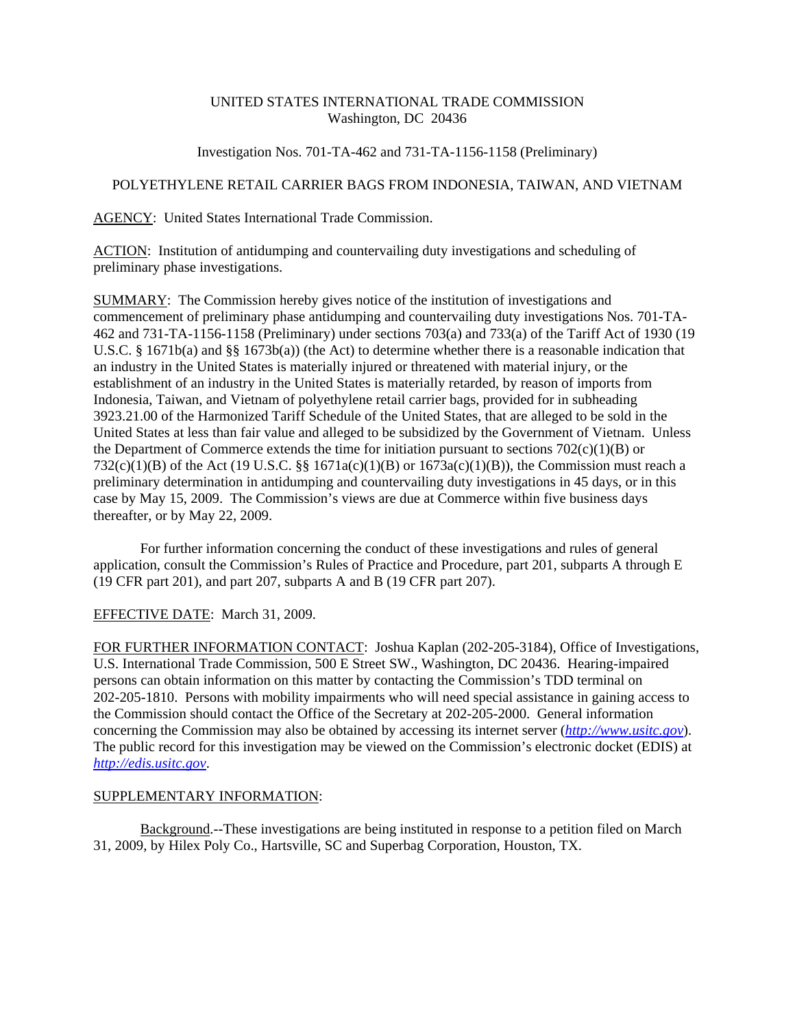UNITED STATES INTERNATIONAL TRADE COMMISSION
Washington, DC 20436

Investigation Nos. 701-TA-462 and 731-TA-1156-1158 (Preliminary)

POLYETHYLENE RETAIL CARRIER BAGS FROM INDONESIA, TAIWAN, AND VIETNAM

AGENCY: United States International Trade Commission.

ACTION: Institution of antidumping and countervailing duty investigations and scheduling of preliminary phase investigations.

SUMMARY: The Commission hereby gives notice of the institution of investigations and commencement of preliminary phase antidumping and countervailing duty investigations Nos. 701-TA-462 and 731-TA-1156-1158 (Preliminary) under sections 703(a) and 733(a) of the Tariff Act of 1930 (19 U.S.C. § 1671b(a) and §§ 1673b(a)) (the Act) to determine whether there is a reasonable indication that an industry in the United States is materially injured or threatened with material injury, or the establishment of an industry in the United States is materially retarded, by reason of imports from Indonesia, Taiwan, and Vietnam of polyethylene retail carrier bags, provided for in subheading 3923.21.00 of the Harmonized Tariff Schedule of the United States, that are alleged to be sold in the United States at less than fair value and alleged to be subsidized by the Government of Vietnam. Unless the Department of Commerce extends the time for initiation pursuant to sections 702(c)(1)(B) or 732(c)(1)(B) of the Act (19 U.S.C. §§ 1671a(c)(1)(B) or 1673a(c)(1)(B)), the Commission must reach a preliminary determination in antidumping and countervailing duty investigations in 45 days, or in this case by May 15, 2009. The Commission's views are due at Commerce within five business days thereafter, or by May 22, 2009.

For further information concerning the conduct of these investigations and rules of general application, consult the Commission's Rules of Practice and Procedure, part 201, subparts A through E (19 CFR part 201), and part 207, subparts A and B (19 CFR part 207).

EFFECTIVE DATE: March 31, 2009.

FOR FURTHER INFORMATION CONTACT: Joshua Kaplan (202-205-3184), Office of Investigations, U.S. International Trade Commission, 500 E Street SW., Washington, DC 20436. Hearing-impaired persons can obtain information on this matter by contacting the Commission's TDD terminal on 202-205-1810. Persons with mobility impairments who will need special assistance in gaining access to the Commission should contact the Office of the Secretary at 202-205-2000. General information concerning the Commission may also be obtained by accessing its internet server (*http://www.usitc.gov*). The public record for this investigation may be viewed on the Commission's electronic docket (EDIS) at *http://edis.usitc.gov*.

SUPPLEMENTARY INFORMATION:

Background.--These investigations are being instituted in response to a petition filed on March 31, 2009, by Hilex Poly Co., Hartsville, SC and Superbag Corporation, Houston, TX.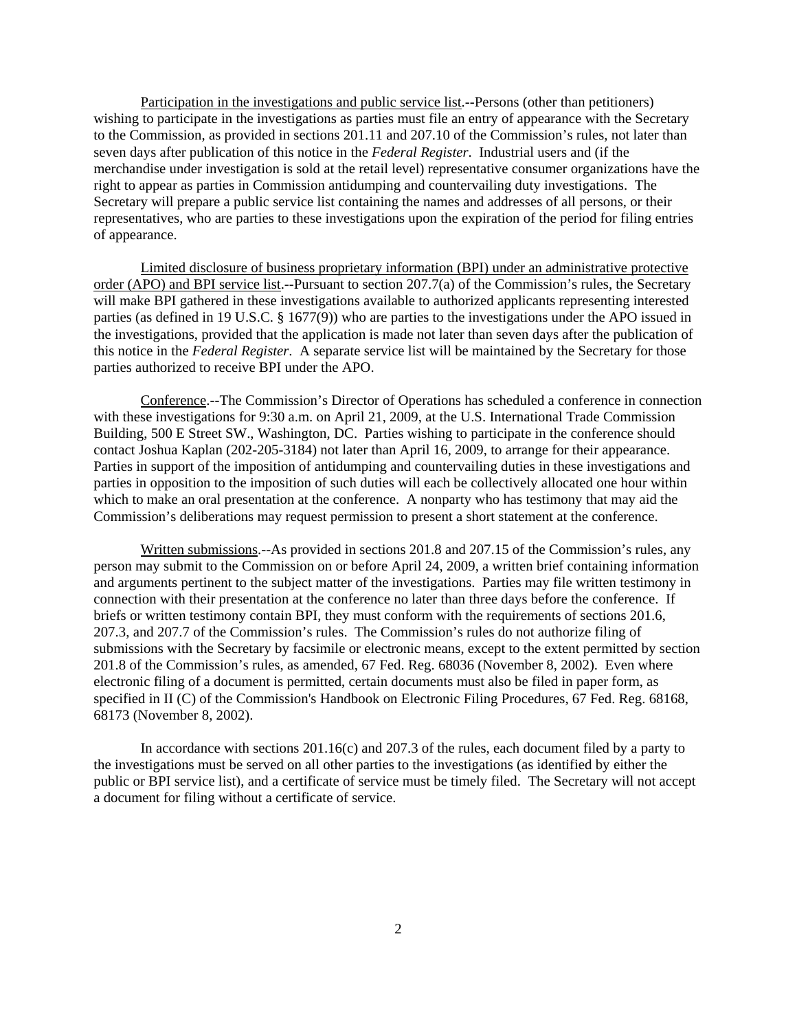<u>Participation in the investigations and public service list</u>.--Persons (other than petitioners) wishing to participate in the investigations as parties must file an entry of appearance with the Secretary to the Commission, as provided in sections 201.11 and 207.10 of the Commission's rules, not later than seven days after publication of this notice in the *Federal Register*. Industrial users and (if the merchandise under investigation is sold at the retail level) representative consumer organizations have the right to appear as parties in Commission antidumping and countervailing duty investigations. The Secretary will prepare a public service list containing the names and addresses of all persons, or their representatives, who are parties to these investigations upon the expiration of the period for filing entries of appearance.

<u>Limited disclosure of business proprietary information (BPI) under an administrative protective order (APO) and BPI service list</u>.--Pursuant to section 207.7(a) of the Commission's rules, the Secretary will make BPI gathered in these investigations available to authorized applicants representing interested parties (as defined in 19 U.S.C. § 1677(9)) who are parties to the investigations under the APO issued in the investigations, provided that the application is made not later than seven days after the publication of this notice in the *Federal Register*. A separate service list will be maintained by the Secretary for those parties authorized to receive BPI under the APO.

<u>Conference</u>.--The Commission's Director of Operations has scheduled a conference in connection with these investigations for 9:30 a.m. on April 21, 2009, at the U.S. International Trade Commission Building, 500 E Street SW., Washington, DC. Parties wishing to participate in the conference should contact Joshua Kaplan (202-205-3184) not later than April 16, 2009, to arrange for their appearance. Parties in support of the imposition of antidumping and countervailing duties in these investigations and parties in opposition to the imposition of such duties will each be collectively allocated one hour within which to make an oral presentation at the conference. A nonparty who has testimony that may aid the Commission's deliberations may request permission to present a short statement at the conference.

<u>Written submissions</u>.--As provided in sections 201.8 and 207.15 of the Commission's rules, any person may submit to the Commission on or before April 24, 2009, a written brief containing information and arguments pertinent to the subject matter of the investigations. Parties may file written testimony in connection with their presentation at the conference no later than three days before the conference. If briefs or written testimony contain BPI, they must conform with the requirements of sections 201.6, 207.3, and 207.7 of the Commission's rules. The Commission's rules do not authorize filing of submissions with the Secretary by facsimile or electronic means, except to the extent permitted by section 201.8 of the Commission's rules, as amended, 67 Fed. Reg. 68036 (November 8, 2002). Even where electronic filing of a document is permitted, certain documents must also be filed in paper form, as specified in II (C) of the Commission's Handbook on Electronic Filing Procedures, 67 Fed. Reg. 68168, 68173 (November 8, 2002).

In accordance with sections 201.16(c) and 207.3 of the rules, each document filed by a party to the investigations must be served on all other parties to the investigations (as identified by either the public or BPI service list), and a certificate of service must be timely filed. The Secretary will not accept a document for filing without a certificate of service.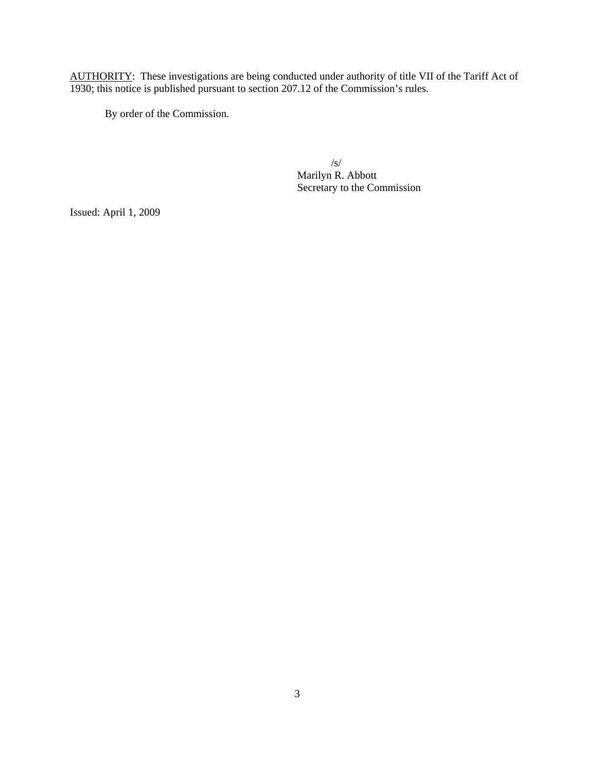AUTHORITY: These investigations are being conducted under authority of title VII of the Tariff Act of 1930; this notice is published pursuant to section 207.12 of the Commission's rules.

By order of the Commission.

/s/
Marilyn R. Abbott
Secretary to the Commission

Issued: April 1, 2009